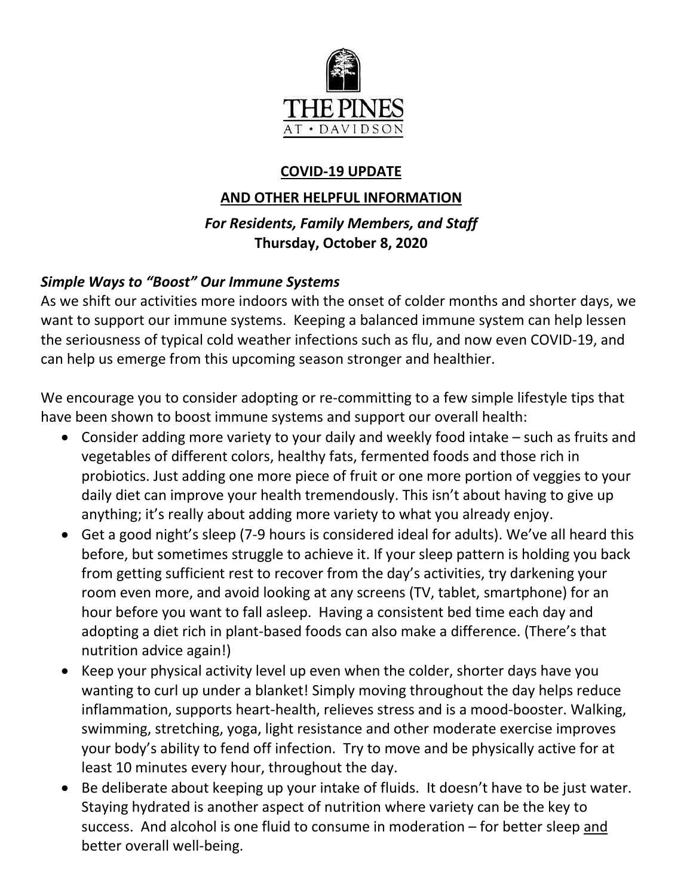THE PINES
AT • DAVIDSON

## COVID-19 UPDATE

## AND OTHER HELPFUL INFORMATION

***For Residents, Family Members, and Staff***
**Thursday, October 8, 2020**

### *Simple Ways to "Boost" Our Immune Systems*

As we shift our activities more indoors with the onset of colder months and shorter days, we want to support our immune systems. Keeping a balanced immune system can help lessen the seriousness of typical cold weather infections such as flu, and now even COVID-19, and can help us emerge from this upcoming season stronger and healthier.

We encourage you to consider adopting or re-committing to a few simple lifestyle tips that have been shown to boost immune systems and support our overall health:

- Consider adding more variety to your daily and weekly food intake – such as fruits and vegetables of different colors, healthy fats, fermented foods and those rich in probiotics. Just adding one more piece of fruit or one more portion of veggies to your daily diet can improve your health tremendously. This isn't about having to give up anything; it's really about adding more variety to what you already enjoy.
- Get a good night's sleep (7-9 hours is considered ideal for adults). We've all heard this before, but sometimes struggle to achieve it. If your sleep pattern is holding you back from getting sufficient rest to recover from the day's activities, try darkening your room even more, and avoid looking at any screens (TV, tablet, smartphone) for an hour before you want to fall asleep. Having a consistent bed time each day and adopting a diet rich in plant-based foods can also make a difference. (There's that nutrition advice again!)
- Keep your physical activity level up even when the colder, shorter days have you wanting to curl up under a blanket! Simply moving throughout the day helps reduce inflammation, supports heart-health, relieves stress and is a mood-booster. Walking, swimming, stretching, yoga, light resistance and other moderate exercise improves your body's ability to fend off infection. Try to move and be physically active for at least 10 minutes every hour, throughout the day.
- Be deliberate about keeping up your intake of fluids. It doesn't have to be just water. Staying hydrated is another aspect of nutrition where variety can be the key to success. And alcohol is one fluid to consume in moderation – for better sleep <u>and</u> better overall well-being.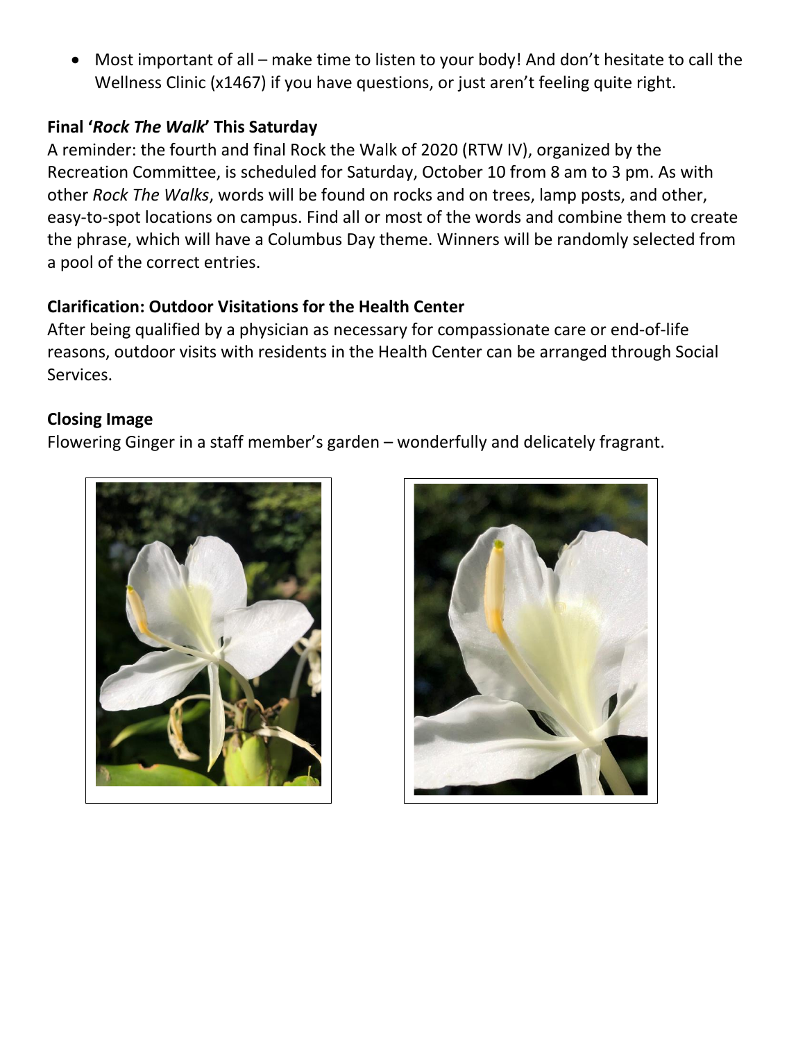- Most important of all – make time to listen to your body! And don't hesitate to call the Wellness Clinic (x1467) if you have questions, or just aren't feeling quite right.

**Final '*Rock The Walk*' This Saturday**

A reminder: the fourth and final Rock the Walk of 2020 (RTW IV), organized by the Recreation Committee, is scheduled for Saturday, October 10 from 8 am to 3 pm. As with other *Rock The Walks*, words will be found on rocks and on trees, lamp posts, and other, easy-to-spot locations on campus. Find all or most of the words and combine them to create the phrase, which will have a Columbus Day theme. Winners will be randomly selected from a pool of the correct entries.

**Clarification: Outdoor Visitations for the Health Center**

After being qualified by a physician as necessary for compassionate care or end-of-life reasons, outdoor visits with residents in the Health Center can be arranged through Social Services.

**Closing Image**

Flowering Ginger in a staff member's garden – wonderfully and delicately fragrant.